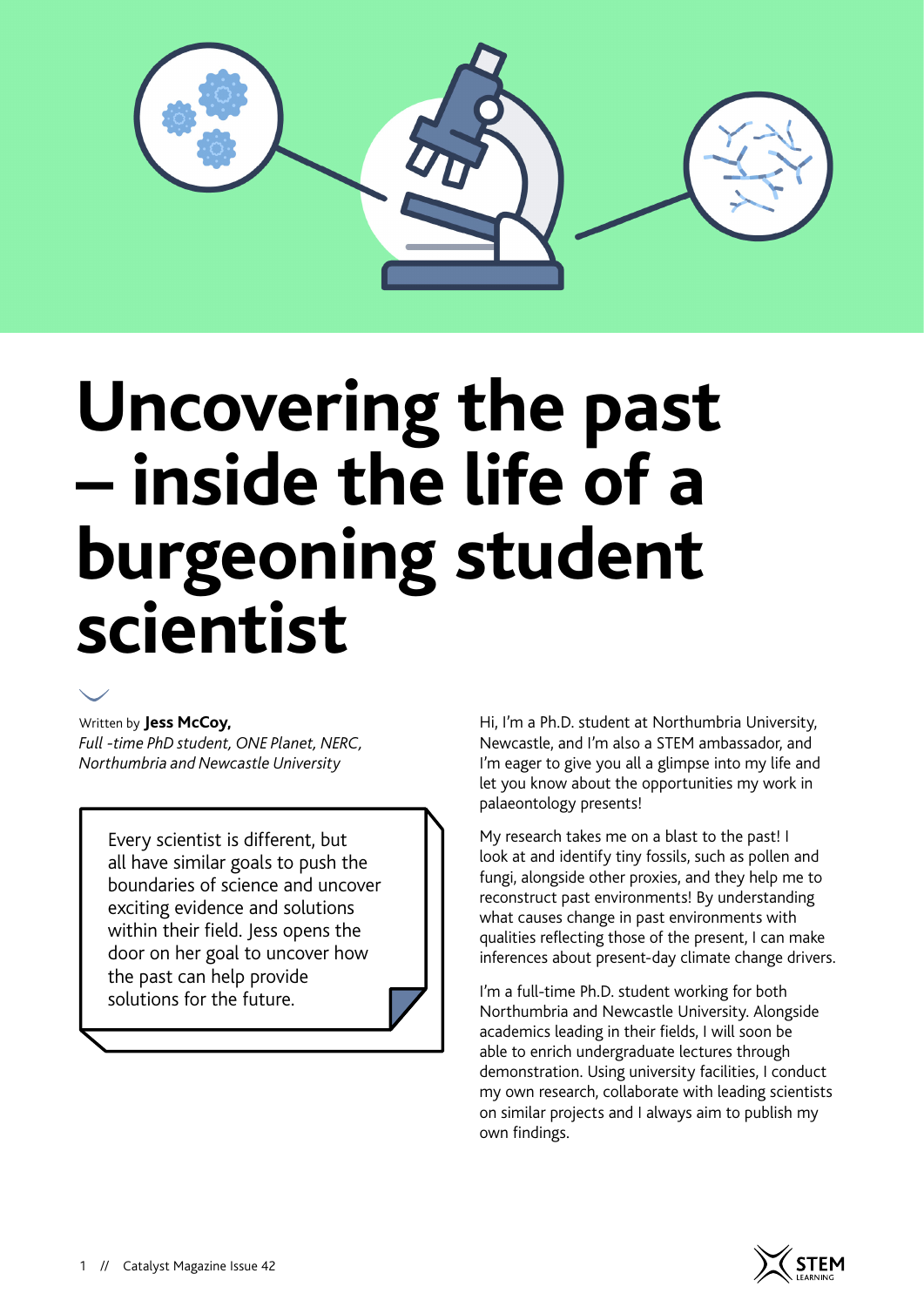# Uncovering the past – inside the life of a burgeoning student scientist

Written by **Jess McCoy,**
*Full -time PhD student, ONE Planet, NERC, Northumbria and Newcastle University*

> Every scientist is different, but all have similar goals to push the boundaries of science and uncover exciting evidence and solutions within their field. Jess opens the door on her goal to uncover how the past can help provide solutions for the future.

Hi, I'm a Ph.D. student at Northumbria University, Newcastle, and I'm also a STEM ambassador, and I'm eager to give you all a glimpse into my life and let you know about the opportunities my work in palaeontology presents!

My research takes me on a blast to the past! I look at and identify tiny fossils, such as pollen and fungi, alongside other proxies, and they help me to reconstruct past environments! By understanding what causes change in past environments with qualities reflecting those of the present, I can make inferences about present-day climate change drivers.

I'm a full-time Ph.D. student working for both Northumbria and Newcastle University. Alongside academics leading in their fields, I will soon be able to enrich undergraduate lectures through demonstration. Using university facilities, I conduct my own research, collaborate with leading scientists on similar projects and I always aim to publish my own findings.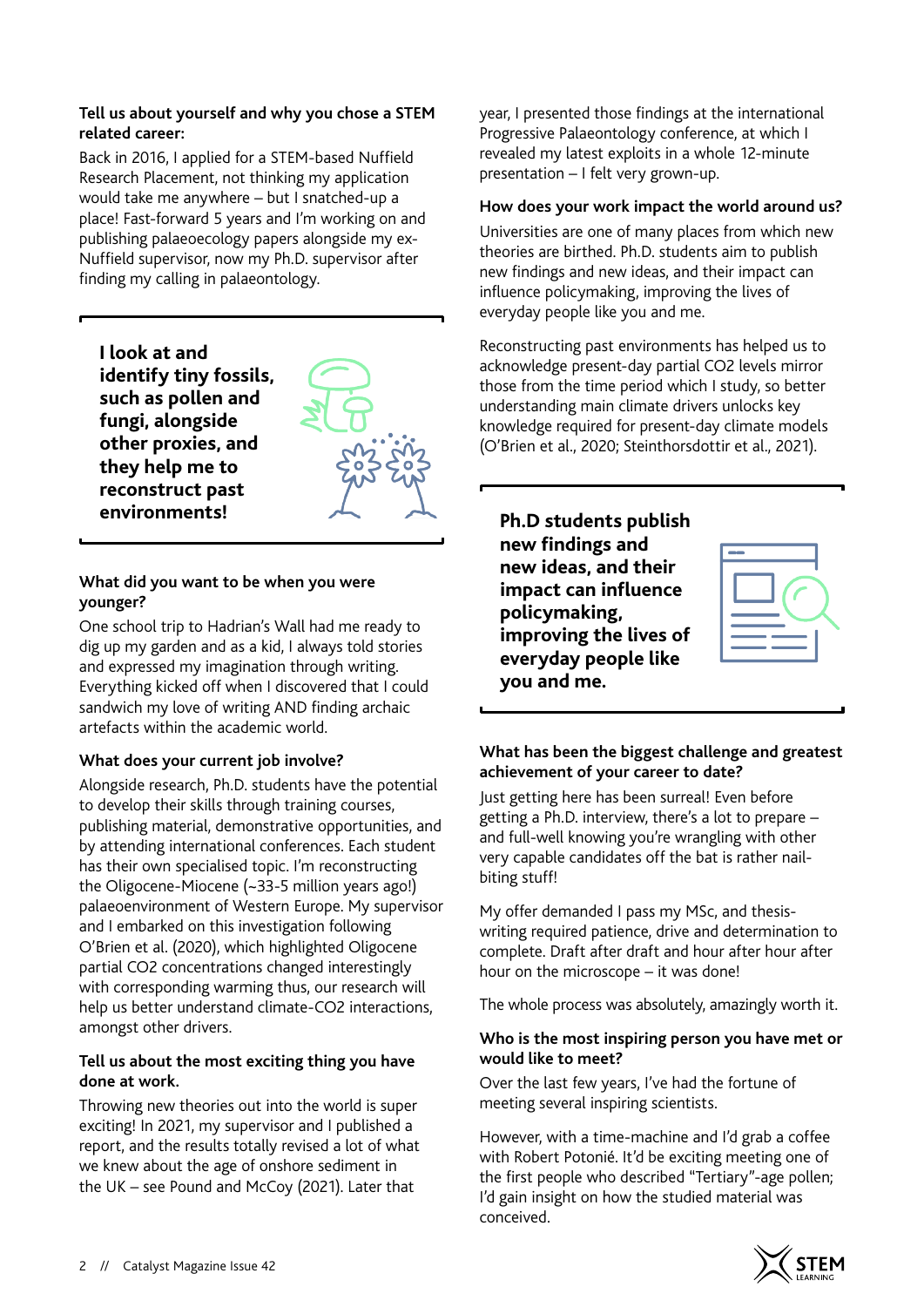**Tell us about yourself and why you chose a STEM related career:**

Back in 2016, I applied for a STEM-based Nuffield Research Placement, not thinking my application would take me anywhere – but I snatched-up a place! Fast-forward 5 years and I'm working on and publishing palaeoecology papers alongside my ex-Nuffield supervisor, now my Ph.D. supervisor after finding my calling in palaeontology.

> **I look at and identify tiny fossils, such as pollen and fungi, alongside other proxies, and they help me to reconstruct past environments!**

**What did you want to be when you were younger?**

One school trip to Hadrian's Wall had me ready to dig up my garden and as a kid, I always told stories and expressed my imagination through writing. Everything kicked off when I discovered that I could sandwich my love of writing AND finding archaic artefacts within the academic world.

**What does your current job involve?**

Alongside research, Ph.D. students have the potential to develop their skills through training courses, publishing material, demonstrative opportunities, and by attending international conferences. Each student has their own specialised topic. I'm reconstructing the Oligocene-Miocene (~33-5 million years ago!) palaeoenvironment of Western Europe. My supervisor and I embarked on this investigation following O'Brien et al. (2020), which highlighted Oligocene partial $CO_2$ concentrations changed interestingly with corresponding warming thus, our research will help us better understand climate-$CO_2$ interactions, amongst other drivers.

**Tell us about the most exciting thing you have done at work.**

Throwing new theories out into the world is super exciting! In 2021, my supervisor and I published a report, and the results totally revised a lot of what we knew about the age of onshore sediment in the UK – see Pound and McCoy (2021). Later that year, I presented those findings at the international Progressive Palaeontology conference, at which I revealed my latest exploits in a whole 12-minute presentation – I felt very grown-up.

**How does your work impact the world around us?**

Universities are one of many places from which new theories are birthed. Ph.D. students aim to publish new findings and new ideas, and their impact can influence policymaking, improving the lives of everyday people like you and me.

Reconstructing past environments has helped us to acknowledge present-day partial $CO_2$ levels mirror those from the time period which I study, so better understanding main climate drivers unlocks key knowledge required for present-day climate models (O'Brien et al., 2020; Steinthorsdottir et al., 2021).

> **Ph.D students publish new findings and new ideas, and their impact can influence policymaking, improving the lives of everyday people like you and me.**

**What has been the biggest challenge and greatest achievement of your career to date?**

Just getting here has been surreal! Even before getting a Ph.D. interview, there's a lot to prepare – and full-well knowing you're wrangling with other very capable candidates off the bat is rather nail-biting stuff!

My offer demanded I pass my MSc, and thesis-writing required patience, drive and determination to complete. Draft after draft and hour after hour after hour on the microscope – it was done!

The whole process was absolutely, amazingly worth it.

**Who is the most inspiring person you have met or would like to meet?**

Over the last few years, I've had the fortune of meeting several inspiring scientists.

However, with a time-machine and I'd grab a coffee with Robert Potonié. It'd be exciting meeting one of the first people who described "Tertiary"-age pollen; I'd gain insight on how the studied material was conceived.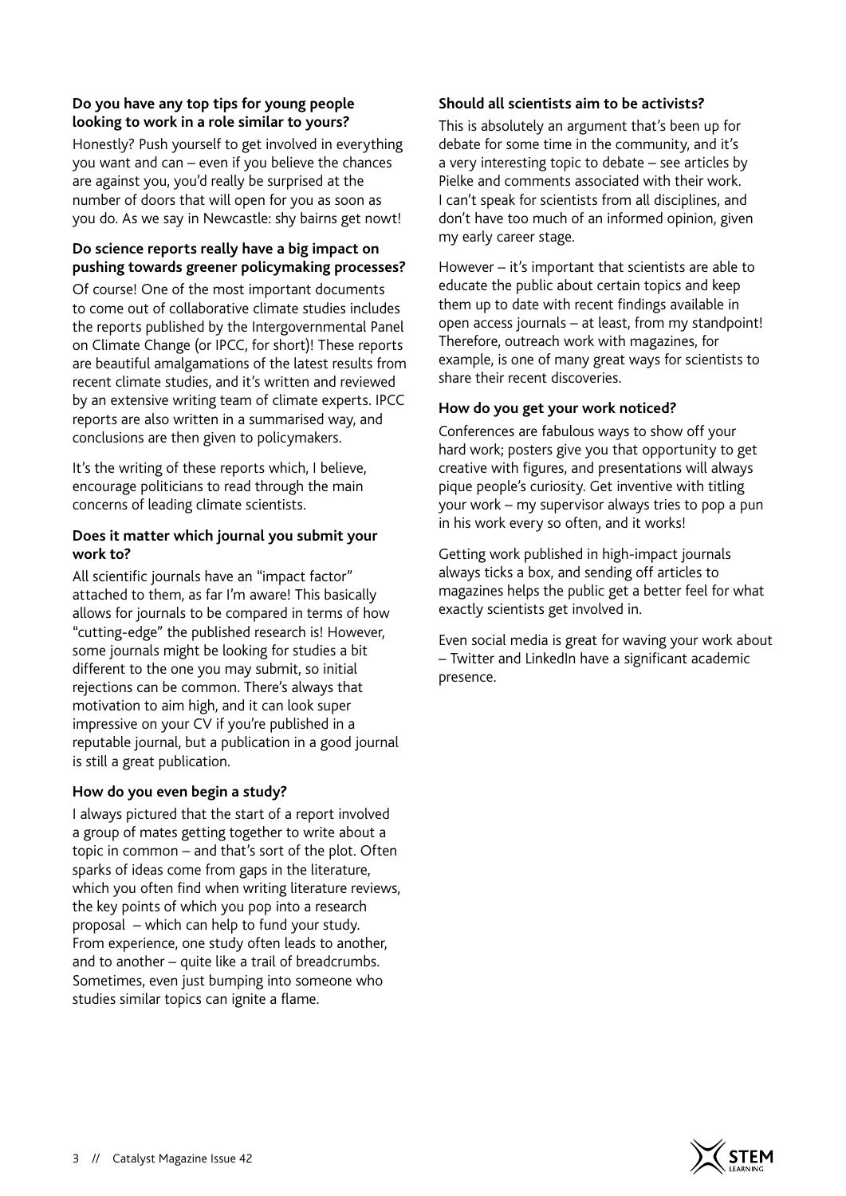**Do you have any top tips for young people looking to work in a role similar to yours?**

Honestly? Push yourself to get involved in everything you want and can – even if you believe the chances are against you, you'd really be surprised at the number of doors that will open for you as soon as you do. As we say in Newcastle: shy bairns get nowt!

**Do science reports really have a big impact on pushing towards greener policymaking processes?**

Of course! One of the most important documents to come out of collaborative climate studies includes the reports published by the Intergovernmental Panel on Climate Change (or IPCC, for short)! These reports are beautiful amalgamations of the latest results from recent climate studies, and it's written and reviewed by an extensive writing team of climate experts. IPCC reports are also written in a summarised way, and conclusions are then given to policymakers.

It's the writing of these reports which, I believe, encourage politicians to read through the main concerns of leading climate scientists.

**Does it matter which journal you submit your work to?**

All scientific journals have an "impact factor" attached to them, as far I'm aware! This basically allows for journals to be compared in terms of how "cutting-edge" the published research is! However, some journals might be looking for studies a bit different to the one you may submit, so initial rejections can be common. There's always that motivation to aim high, and it can look super impressive on your CV if you're published in a reputable journal, but a publication in a good journal is still a great publication.

**How do you even begin a study?**

I always pictured that the start of a report involved a group of mates getting together to write about a topic in common – and that's sort of the plot. Often sparks of ideas come from gaps in the literature, which you often find when writing literature reviews, the key points of which you pop into a research proposal – which can help to fund your study. From experience, one study often leads to another, and to another – quite like a trail of breadcrumbs. Sometimes, even just bumping into someone who studies similar topics can ignite a flame.

**Should all scientists aim to be activists?**

This is absolutely an argument that's been up for debate for some time in the community, and it's a very interesting topic to debate – see articles by Pielke and comments associated with their work. I can't speak for scientists from all disciplines, and don't have too much of an informed opinion, given my early career stage.

However – it's important that scientists are able to educate the public about certain topics and keep them up to date with recent findings available in open access journals – at least, from my standpoint! Therefore, outreach work with magazines, for example, is one of many great ways for scientists to share their recent discoveries.

**How do you get your work noticed?**

Conferences are fabulous ways to show off your hard work; posters give you that opportunity to get creative with figures, and presentations will always pique people's curiosity. Get inventive with titling your work – my supervisor always tries to pop a pun in his work every so often, and it works!

Getting work published in high-impact journals always ticks a box, and sending off articles to magazines helps the public get a better feel for what exactly scientists get involved in.

Even social media is great for waving your work about – Twitter and LinkedIn have a significant academic presence.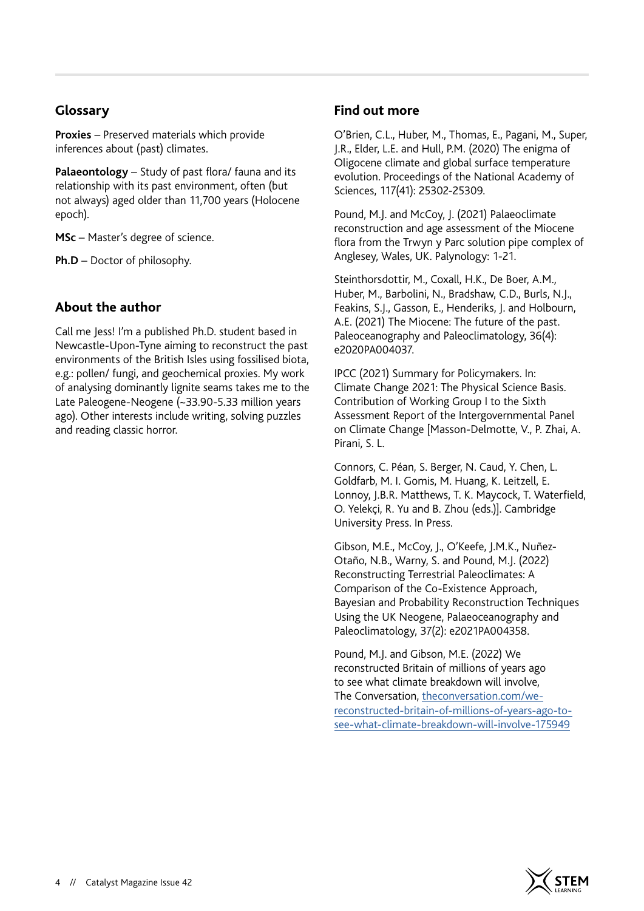## Glossary

**Proxies** – Preserved materials which provide inferences about (past) climates.

**Palaeontology** – Study of past flora/ fauna and its relationship with its past environment, often (but not always) aged older than 11,700 years (Holocene epoch).

**MSc** – Master's degree of science.

**Ph.D** – Doctor of philosophy.

## About the author

Call me Jess! I'm a published Ph.D. student based in Newcastle-Upon-Tyne aiming to reconstruct the past environments of the British Isles using fossilised biota, e.g.: pollen/ fungi, and geochemical proxies. My work of analysing dominantly lignite seams takes me to the Late Paleogene-Neogene (~33.90-5.33 million years ago). Other interests include writing, solving puzzles and reading classic horror.

## Find out more

O'Brien, C.L., Huber, M., Thomas, E., Pagani, M., Super, J.R., Elder, L.E. and Hull, P.M. (2020) The enigma of Oligocene climate and global surface temperature evolution. Proceedings of the National Academy of Sciences, 117(41): 25302-25309.

Pound, M.J. and McCoy, J. (2021) Palaeoclimate reconstruction and age assessment of the Miocene flora from the Trwyn y Parc solution pipe complex of Anglesey, Wales, UK. Palynology: 1-21.

Steinthorsdottir, M., Coxall, H.K., De Boer, A.M., Huber, M., Barbolini, N., Bradshaw, C.D., Burls, N.J., Feakins, S.J., Gasson, E., Henderiks, J. and Holbourn, A.E. (2021) The Miocene: The future of the past. Paleoceanography and Paleoclimatology, 36(4): e2020PA004037.

IPCC (2021) Summary for Policymakers. In: Climate Change 2021: The Physical Science Basis. Contribution of Working Group I to the Sixth Assessment Report of the Intergovernmental Panel on Climate Change [Masson-Delmotte, V., P. Zhai, A. Pirani, S. L.

Connors, C. Péan, S. Berger, N. Caud, Y. Chen, L. Goldfarb, M. I. Gomis, M. Huang, K. Leitzell, E. Lonnoy, J.B.R. Matthews, T. K. Maycock, T. Waterfield, O. Yelekçi, R. Yu and B. Zhou (eds.)]. Cambridge University Press. In Press.

Gibson, M.E., McCoy, J., O'Keefe, J.M.K., Nuñez-Otaño, N.B., Warny, S. and Pound, M.J. (2022) Reconstructing Terrestrial Paleoclimates: A Comparison of the Co-Existence Approach, Bayesian and Probability Reconstruction Techniques Using the UK Neogene, Palaeoceanography and Paleoclimatology, 37(2): e2021PA004358.

Pound, M.J. and Gibson, M.E. (2022) We reconstructed Britain of millions of years ago to see what climate breakdown will involve, The Conversation, theconversation.com/we-reconstructed-britain-of-millions-of-years-ago-to-see-what-climate-breakdown-will-involve-175949